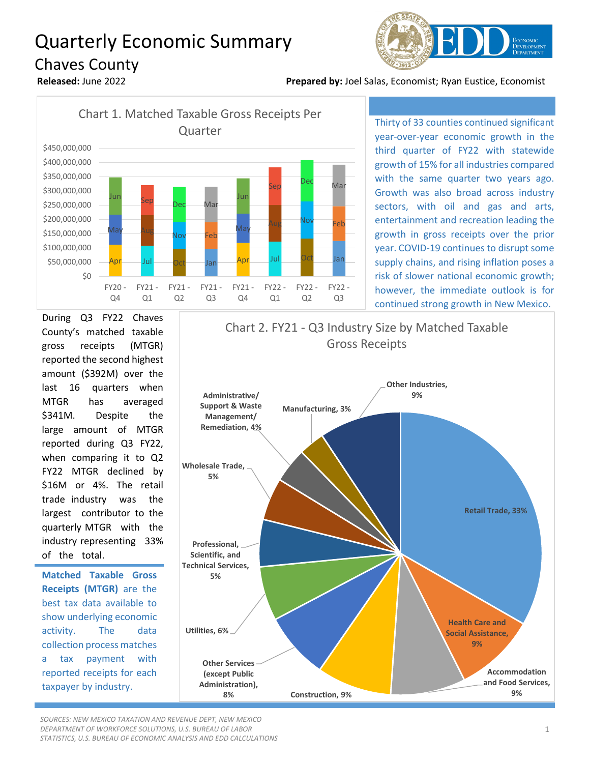# Quarterly Economic Summary

## Chaves County

**Released:** June 2022

**Prepared by:** Joel Salas, Economist; Ryan Eustice, Economist

Chart 1. Matched Taxable Gross Receipts Per Quarter

| Quarter | Month 1 | Month 2 | Month 3 |
|---|---|---|---|
| FY20 - Q4 | Apr | May | Jun |
| FY21 - Q1 | Jul | Aug | Sep |
| FY21 - Q2 | Oct | Nov | Dec |
| FY21 - Q3 | Jan | Feb | Mar |
| FY21 - Q4 | Apr | May | Jun |
| FY22 - Q1 | Jul | Aug | Sep |
| FY22 - Q2 | Oct | Nov | Dec |
| FY22 - Q3 | Jan | Feb | Mar |

Thirty of 33 counties continued significant year-over-year economic growth in the third quarter of FY22 with statewide growth of 15% for all industries compared with the same quarter two years ago. Growth was also broad across industry sectors, with oil and gas and arts, entertainment and recreation leading the growth in gross receipts over the prior year. COVID-19 continues to disrupt some supply chains, and rising inflation poses a risk of slower national economic growth; however, the immediate outlook is for continued strong growth in New Mexico.

During Q3 FY22 Chaves County's matched taxable gross receipts (MTGR) reported the second highest amount ($392M) over the last 16 quarters when MTGR has averaged $341M. Despite the large amount of MTGR reported during Q3 FY22, when comparing it to Q2 FY22 MTGR declined by $16M or 4%. The retail trade industry was the largest contributor to the quarterly MTGR with the industry representing 33% of the total.

**Matched Taxable Gross Receipts (MTGR)** are the best tax data available to show underlying economic activity. The data collection process matches a tax payment with reported receipts for each taxpayer by industry.

Chart 2. FY21 - Q3 Industry Size by Matched Taxable Gross Receipts

| Industry | Share |
|---|---|
| Retail Trade | 33% |
| Health Care and Social Assistance | 9% |
| Accommodation and Food Services | 9% |
| Construction | 9% |
| Other Services (except Public Administration) | 8% |
| Utilities | 6% |
| Professional, Scientific, and Technical Services | 5% |
| Wholesale Trade | 5% |
| Administrative/ Support & Waste Management/ Remediation | 4% |
| Manufacturing | 3% |
| Other Industries | 9% |

*SOURCES: NEW MEXICO TAXATION AND REVENUE DEPT, NEW MEXICO DEPARTMENT OF WORKFORCE SOLUTIONS, U.S. BUREAU OF LABOR STATISTICS, U.S. BUREAU OF ECONOMIC ANALYSIS AND EDD CALCULATIONS*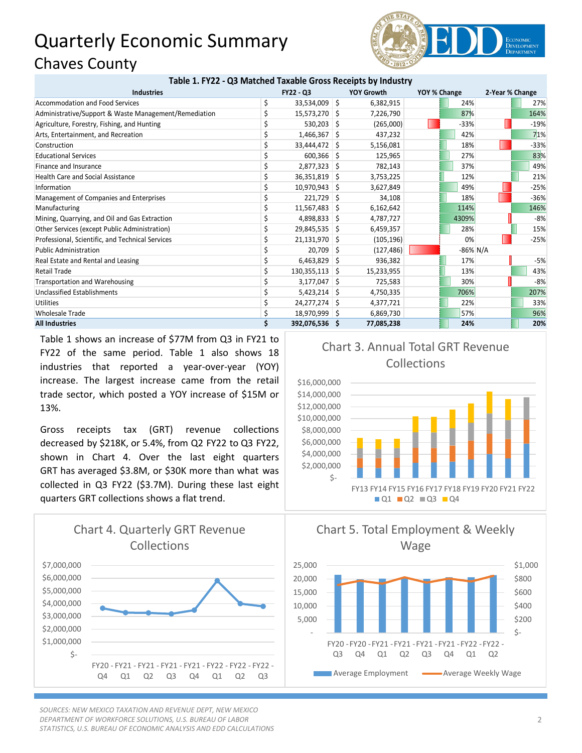# Quarterly Economic Summary

## Chaves County

**Table 1. FY22 - Q3 Matched Taxable Gross Receipts by Industry**

| Industries | FY22 - Q3 | YOY Growth | YOY % Change | 2-Year % Change |
|---|---|---|---|---|
| Accommodation and Food Services | $ 33,534,009 | $ 6,382,915 | 24% | 27% |
| Administrative/Support & Waste Management/Remediation | $ 15,573,270 | $ 7,226,790 | 87% | 164% |
| Agriculture, Forestry, Fishing, and Hunting | $ 530,203 | $ (265,000) | -33% | -19% |
| Arts, Entertainment, and Recreation | $ 1,466,367 | $ 437,232 | 42% | 71% |
| Construction | $ 33,444,472 | $ 5,156,081 | 18% | -33% |
| Educational Services | $ 600,366 | $ 125,965 | 27% | 83% |
| Finance and Insurance | $ 2,877,323 | $ 782,143 | 37% | 49% |
| Health Care and Social Assistance | $ 36,351,819 | $ 3,753,225 | 12% | 21% |
| Information | $ 10,970,943 | $ 3,627,849 | 49% | -25% |
| Management of Companies and Enterprises | $ 221,729 | $ 34,108 | 18% | -36% |
| Manufacturing | $ 11,567,483 | $ 6,162,642 | 114% | 146% |
| Mining, Quarrying, and Oil and Gas Extraction | $ 4,898,833 | $ 4,787,727 | 4309% | -8% |
| Other Services (except Public Administration) | $ 29,845,535 | $ 6,459,357 | 28% | 15% |
| Professional, Scientific, and Technical Services | $ 21,131,970 | $ (105,196) | 0% | -25% |
| Public Administration | $ 20,709 | $ (127,486) | -86% | N/A |
| Real Estate and Rental and Leasing | $ 6,463,829 | $ 936,382 | 17% | -5% |
| Retail Trade | $ 130,355,113 | $ 15,233,955 | 13% | 43% |
| Transportation and Warehousing | $ 3,177,047 | $ 725,583 | 30% | -8% |
| Unclassified Establishments | $ 5,423,214 | $ 4,750,335 | 706% | 207% |
| Utilities | $ 24,277,274 | $ 4,377,721 | 22% | 33% |
| Wholesale Trade | $ 18,970,999 | $ 6,869,730 | 57% | 96% |
| **All Industries** | **$ 392,076,536** | **$ 77,085,238** | **24%** | **20%** |

Table 1 shows an increase of $77M from Q3 in FY21 to FY22 of the same period. Table 1 also shows 18 industries that reported a year-over-year (YOY) increase. The largest increase came from the retail trade sector, which posted a YOY increase of $15M or 13%.

Gross receipts tax (GRT) revenue collections decreased by $218K, or 5.4%, from Q2 FY22 to Q3 FY22, shown in Chart 4. Over the last eight quarters GRT has averaged $3.8M, or $30K more than what was collected in Q3 FY22 ($3.7M). During these last eight quarters GRT collections shows a flat trend.

Chart 3. Annual Total GRT Revenue Collections

Chart 4. Quarterly GRT Revenue Collections

Chart 5. Total Employment & Weekly Wage

*SOURCES: NEW MEXICO TAXATION AND REVENUE DEPT, NEW MEXICO DEPARTMENT OF WORKFORCE SOLUTIONS, U.S. BUREAU OF LABOR STATISTICS, U.S. BUREAU OF ECONOMIC ANALYSIS AND EDD CALCULATIONS*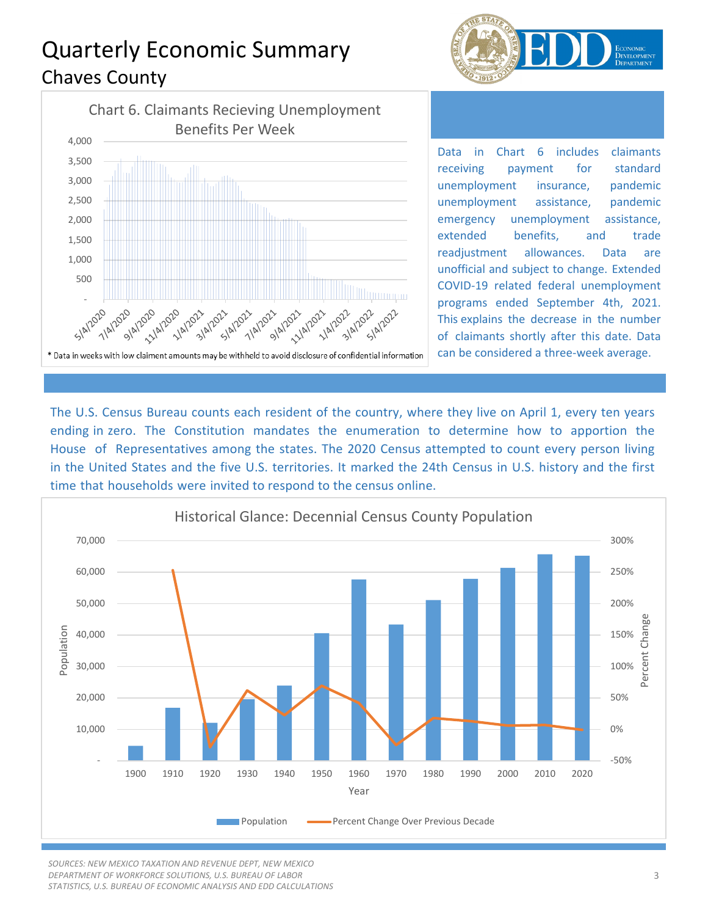# Quarterly Economic Summary

## Chaves County

Chart 6. Claimants Recieving Unemployment Benefits Per Week

4,000
3,500
3,000
2,500
2,000
1,500
1,000
500
-

5/4/2020
7/4/2020
9/4/2020
11/4/2020
1/4/2021
3/4/2021
5/4/2021
7/4/2021
9/4/2021
11/4/2021
1/4/2022
3/4/2022
5/4/2022

\* Data in weeks with low claiment amounts may be withheld to avoid disclosure of confidential information

Data in Chart 6 includes claimants receiving payment for standard unemployment insurance, pandemic unemployment assistance, pandemic emergency unemployment assistance, extended benefits, and trade readjustment allowances. Data are unofficial and subject to change. Extended COVID-19 related federal unemployment programs ended September 4th, 2021. This explains the decrease in the number of claimants shortly after this date. Data can be considered a three-week average.

The U.S. Census Bureau counts each resident of the country, where they live on April 1, every ten years ending in zero. The Constitution mandates the enumeration to determine how to apportion the House of Representatives among the states. The 2020 Census attempted to count every person living in the United States and the five U.S. territories. It marked the 24th Census in U.S. history and the first time that households were invited to respond to the census online.

Historical Glance: Decennial Census County Population

Population
70,000
60,000
50,000
40,000
30,000
20,000
10,000
-

Percent Change
300%
250%
200%
150%
100%
50%
0%
-50%

Year
1900 1910 1920 1930 1940 1950 1960 1970 1980 1990 2000 2010 2020

Population
Percent Change Over Previous Decade

*SOURCES: NEW MEXICO TAXATION AND REVENUE DEPT, NEW MEXICO DEPARTMENT OF WORKFORCE SOLUTIONS, U.S. BUREAU OF LABOR STATISTICS, U.S. BUREAU OF ECONOMIC ANALYSIS AND EDD CALCULATIONS*